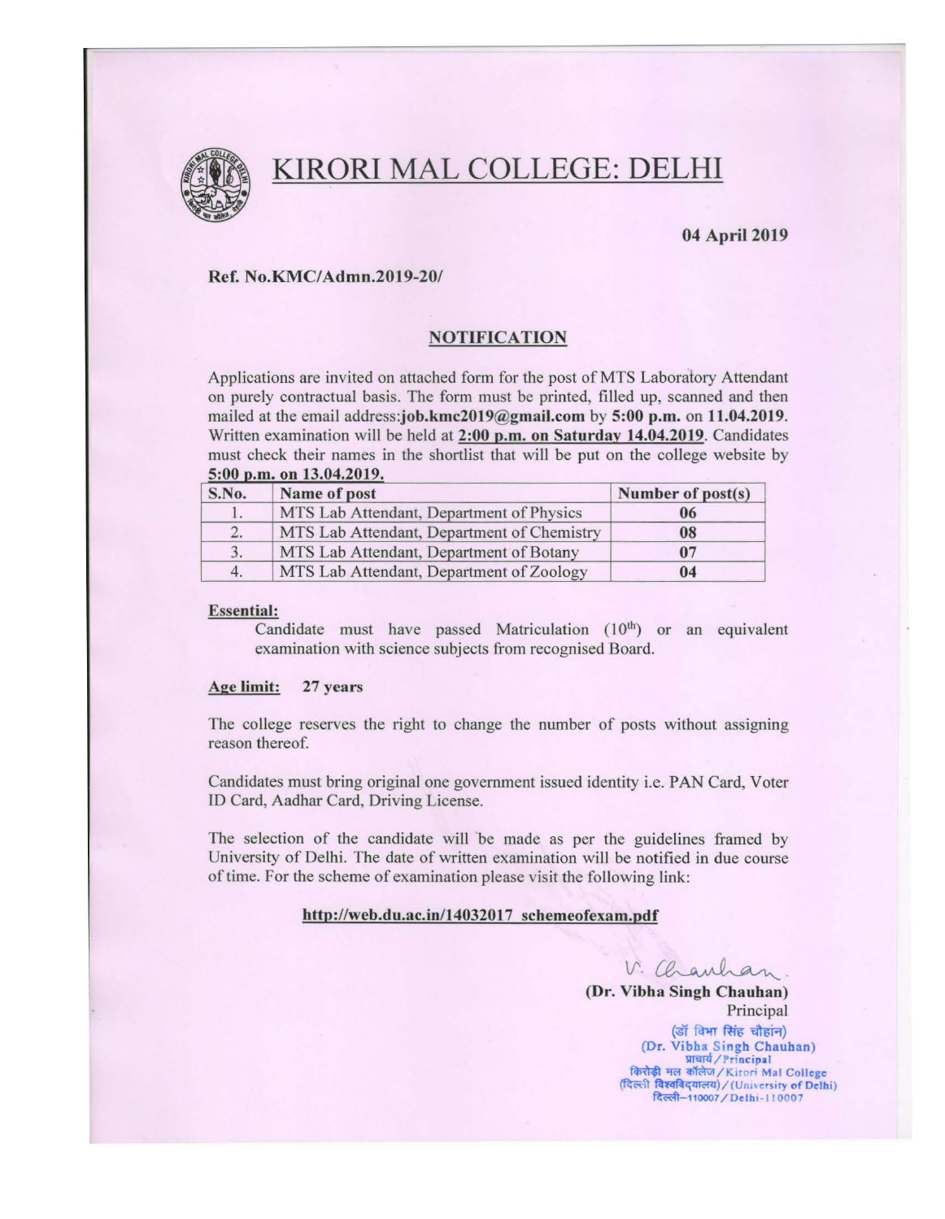# KIRORI MAL COLLEGE: DELHI

**04 April 2019**

**Ref. No.KMC/Admn.2019-20/**

## NOTIFICATION

Applications are invited on attached form for the post of MTS Laboratory Attendant on purely contractual basis. The form must be printed, filled up, scanned and then mailed at the email address:**job.kmc2019@gmail.com** by **5:00 p.m.** on **11.04.2019.** Written examination will be held at **2:00 p.m. on Saturday 14.04.2019**. Candidates must check their names in the shortlist that will be put on the college website by **5:00 p.m. on 13.04.2019.**

| S.No. | Name of post | Number of post(s) |
|---|---|---|
| 1. | MTS Lab Attendant, Department of Physics | 06 |
| 2. | MTS Lab Attendant, Department of Chemistry | 08 |
| 3. | MTS Lab Attendant, Department of Botany | 07 |
| 4. | MTS Lab Attendant, Department of Zoology | 04 |

**Essential:**

Candidate must have passed Matriculation (10th) or an equivalent examination with science subjects from recognised Board.

**Age limit:** **27 years**

The college reserves the right to change the number of posts without assigning reason thereof.

Candidates must bring original one government issued identity i.e. PAN Card, Voter ID Card, Aadhar Card, Driving License.

The selection of the candidate will be made as per the guidelines framed by University of Delhi. The date of written examination will be notified in due course of time. For the scheme of examination please visit the following link:

**http://web.du.ac.in/14032017_schemeofexam.pdf**

V. Chauhan.

**(Dr. Vibha Singh Chauhan)**
Principal

(डॉ विभा सिंह चौहान)
(Dr. Vibha Singh Chauhan)
प्राचार्य / Principal
किरोड़ी मल कॉलेज / Kirori Mal College
(दिल्ली विश्वविद्यालय) / (University of Delhi)
दिल्ली-110007 / Delhi-110007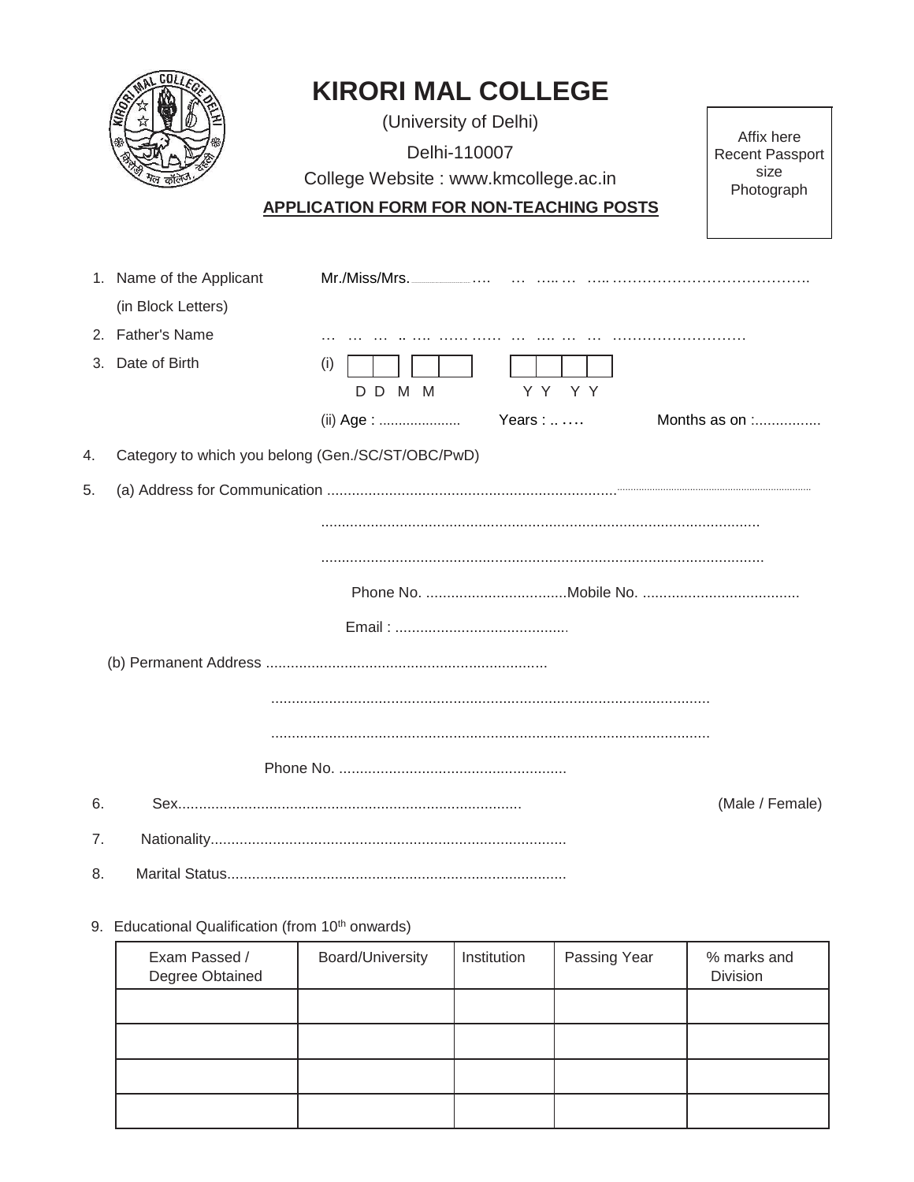# KIRORI MAL COLLEGE

(University of Delhi)

Delhi-110007

College Website : www.kmcollege.ac.in

**APPLICATION FORM FOR NON-TEACHING POSTS**

Affix here Recent Passport size Photograph

1. Name of the Applicant (in Block Letters) Mr./Miss/Mrs. .............................................................................
2. Father's Name .............................................................................
3. Date of Birth (i) | | | | | | | | | D D M M Y Y Y Y

   (ii) Age : .................... Years : .. .... Months as on :................

4. Category to which you belong (Gen./SC/ST/OBC/PwD)
5. (a) Address for Communication .............................................................................

   .............................................................................

   .............................................................................

   Phone No. ..................................Mobile No. ......................................

   Email : .........................................

   (b) Permanent Address ...................................................................

   .............................................................................

   .............................................................................

   Phone No. .......................................................

6. Sex.................................................................................. (Male / Female)
7. Nationality.....................................................................................
8. Marital Status.................................................................................
9. Educational Qualification (from 10th onwards)

| Exam Passed / Degree Obtained | Board/University | Institution | Passing Year | % marks and Division |
|---|---|---|---|---|
| | | | | |
| | | | | |
| | | | | |
| | | | | |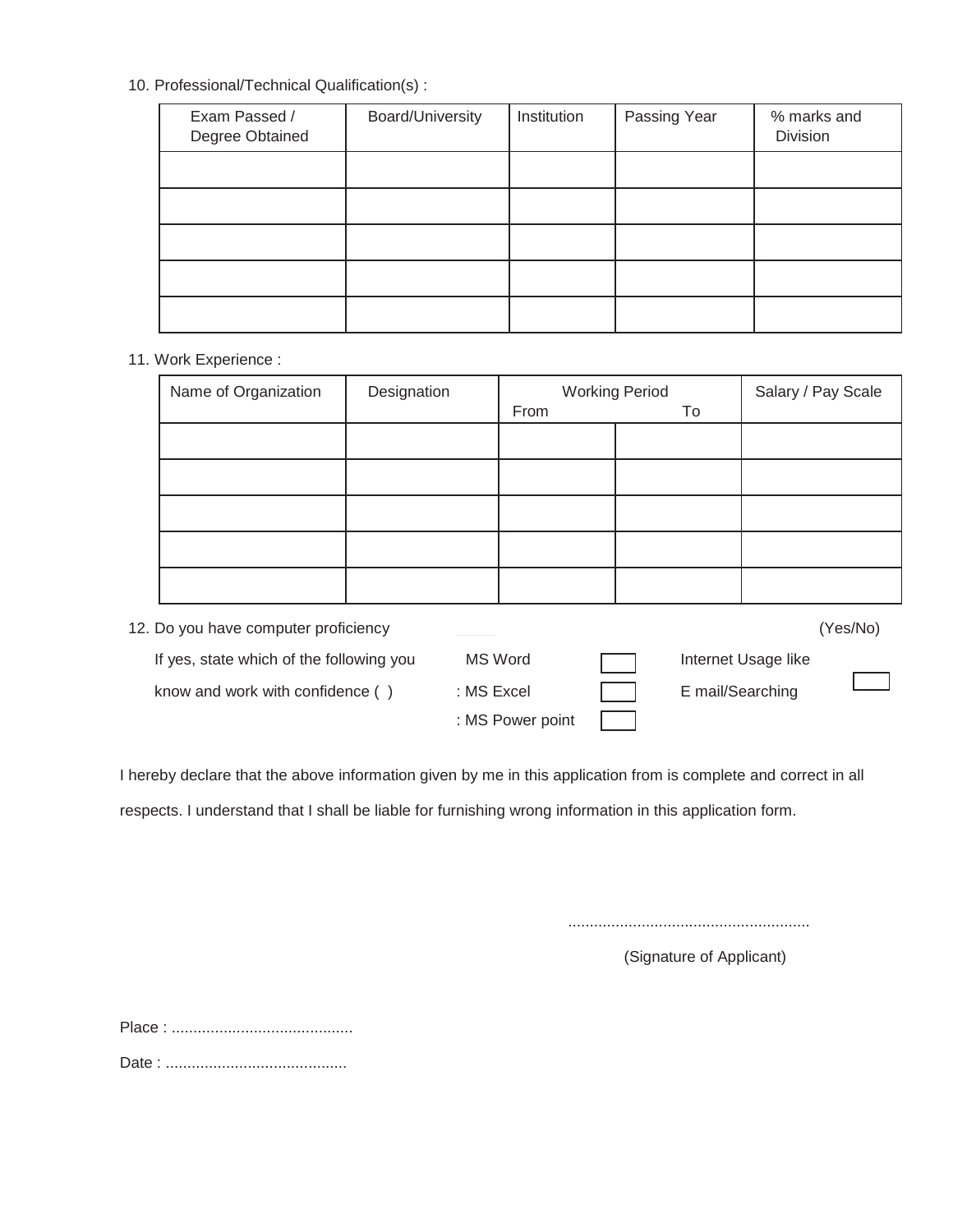10. Professional/Technical Qualification(s) :

| Exam Passed / Degree Obtained | Board/University | Institution | Passing Year | % marks and Division |
|---|---|---|---|---|
| | | | | |
| | | | | |
| | | | | |
| | | | | |
| | | | | |

11. Work Experience :

| Name of Organization | Designation | Working Period | | Salary / Pay Scale |
|---|---|---|---|---|
| | | From | To | |
| | | | | |
| | | | | |
| | | | | |
| | | | | |
| | | | | |

12. Do you have computer proficiency (Yes/No)

If yes, state which of the following you know and work with confidence ( )

- MS Word ☐
- : MS Excel ☐
- : MS Power point ☐
- Internet Usage like E mail/Searching ☐

I hereby declare that the above information given by me in this application from is complete and correct in all respects. I understand that I shall be liable for furnishing wrong information in this application form.

.......................................................

(Signature of Applicant)

Place : ..........................................

Date : ..........................................